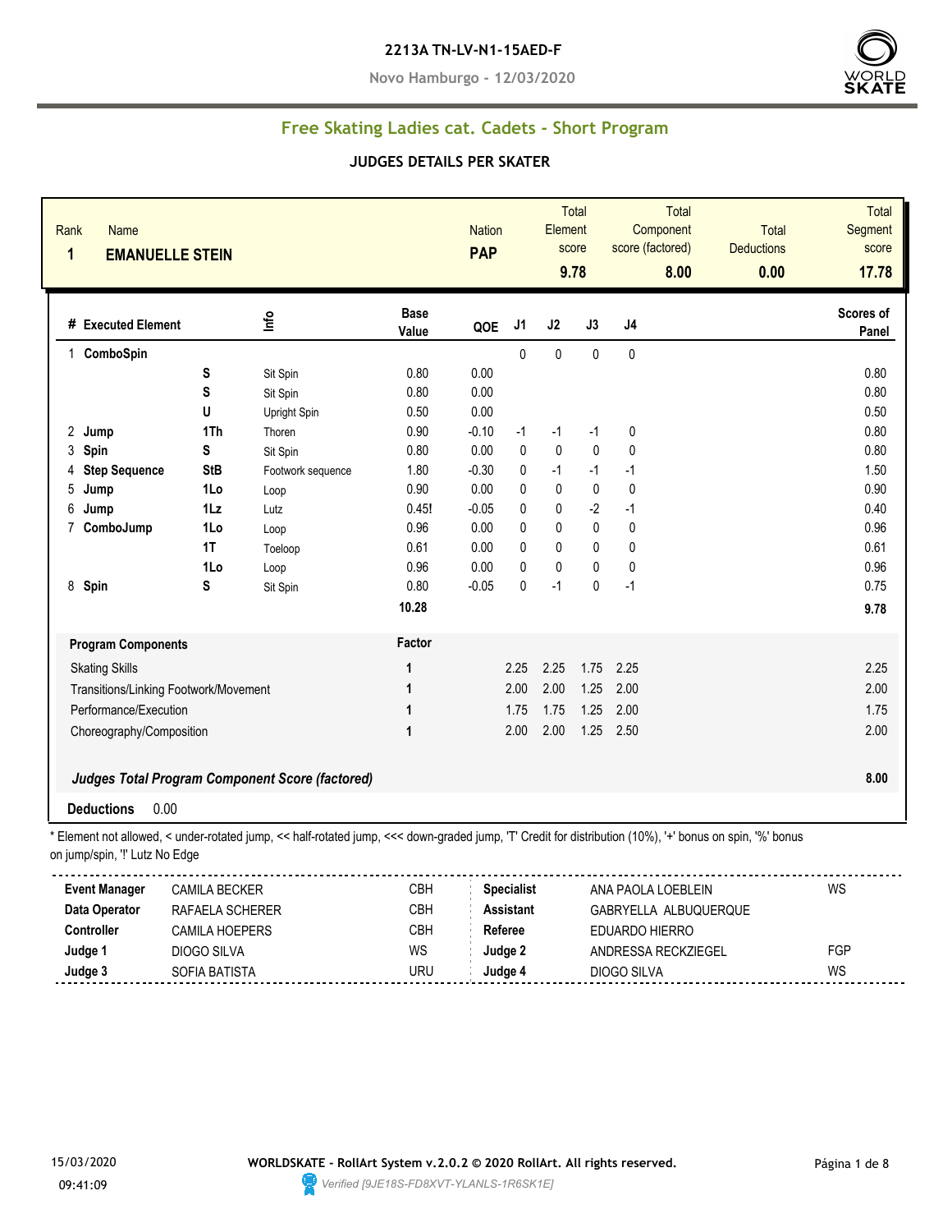**2213A TN-LV-N1-15AED-F**

**Novo Hamburgo - 12/03/2020**

## Free Skating Ladies cat. Cadets - Short Program

### JUDGES DETAILS PER SKATER

| Rank | Name | Nation | Total Element score | Total Component score (factored) | Total Deductions | Total Segment score |
|---|---|---|---|---|---|---|
| 1 | EMANUELLE STEIN | PAP | 9.78 | 8.00 | 0.00 | 17.78 |

| # | Executed Element | | Info | Base Value | QOE | J1 | J2 | J3 | J4 | Scores of Panel |
|---|---|---|---|---|---|---|---|---|---|---|
| 1 | ComboSpin | | | | | 0 | 0 | 0 | 0 | |
| | | S | Sit Spin | 0.80 | 0.00 | | | | | 0.80 |
| | | S | Sit Spin | 0.80 | 0.00 | | | | | 0.80 |
| | | U | Upright Spin | 0.50 | 0.00 | | | | | 0.50 |
| 2 | Jump | 1Th | Thoren | 0.90 | -0.10 | -1 | -1 | -1 | 0 | 0.80 |
| 3 | Spin | S | Sit Spin | 0.80 | 0.00 | 0 | 0 | 0 | 0 | 0.80 |
| 4 | Step Sequence | StB | Footwork sequence | 1.80 | -0.30 | 0 | -1 | -1 | -1 | 1.50 |
| 5 | Jump | 1Lo | Loop | 0.90 | 0.00 | 0 | 0 | 0 | 0 | 0.90 |
| 6 | Jump | 1Lz | Lutz | 0.45! | -0.05 | 0 | 0 | -2 | -1 | 0.40 |
| 7 | ComboJump | 1Lo | Loop | 0.96 | 0.00 | 0 | 0 | 0 | 0 | 0.96 |
| | | 1T | Toeloop | 0.61 | 0.00 | 0 | 0 | 0 | 0 | 0.61 |
| | | 1Lo | Loop | 0.96 | 0.00 | 0 | 0 | 0 | 0 | 0.96 |
| 8 | Spin | S | Sit Spin | 0.80 | -0.05 | 0 | -1 | 0 | -1 | 0.75 |
| | | | | 10.28 | | | | | | 9.78 |

| Program Components | Factor | J1 | J2 | J3 | J4 | Scores of Panel |
|---|---|---|---|---|---|---|
| Skating Skills | 1 | 2.25 | 2.25 | 1.75 | 2.25 | 2.25 |
| Transitions/Linking Footwork/Movement | 1 | 2.00 | 2.00 | 1.25 | 2.00 | 2.00 |
| Performance/Execution | 1 | 1.75 | 1.75 | 1.25 | 2.00 | 1.75 |
| Choreography/Composition | 1 | 2.00 | 2.00 | 1.25 | 2.50 | 2.00 |
| *Judges Total Program Component Score (factored)* | | | | | | 8.00 |

**Deductions** 0.00

\* Element not allowed, < under-rotated jump, << half-rotated jump, <<< down-graded jump, 'T' Credit for distribution (10%), '+' bonus on spin, '%' bonus on jump/spin, '!' Lutz No Edge

| | | | | | |
|---|---|---|---|---|---|
| **Event Manager** | CAMILA BECKER | CBH | **Specialist** | ANA PAOLA LOEBLEIN | WS |
| **Data Operator** | RAFAELA SCHERER | CBH | **Assistant** | GABRYELLA ALBUQUERQUE | |
| **Controller** | CAMILA HOEPERS | CBH | **Referee** | EDUARDO HIERRO | |
| **Judge 1** | DIOGO SILVA | WS | **Judge 2** | ANDRESSA RECKZIEGEL | FGP |
| **Judge 3** | SOFIA BATISTA | URU | **Judge 4** | DIOGO SILVA | WS |

15/03/2020 09:41:09

**WORLDSKATE - RollArt System v.2.0.2 © 2020 RollArt. All rights reserved.**

*Verified [9JE18S-FD8XVT-YLANLS-1R6SK1E]*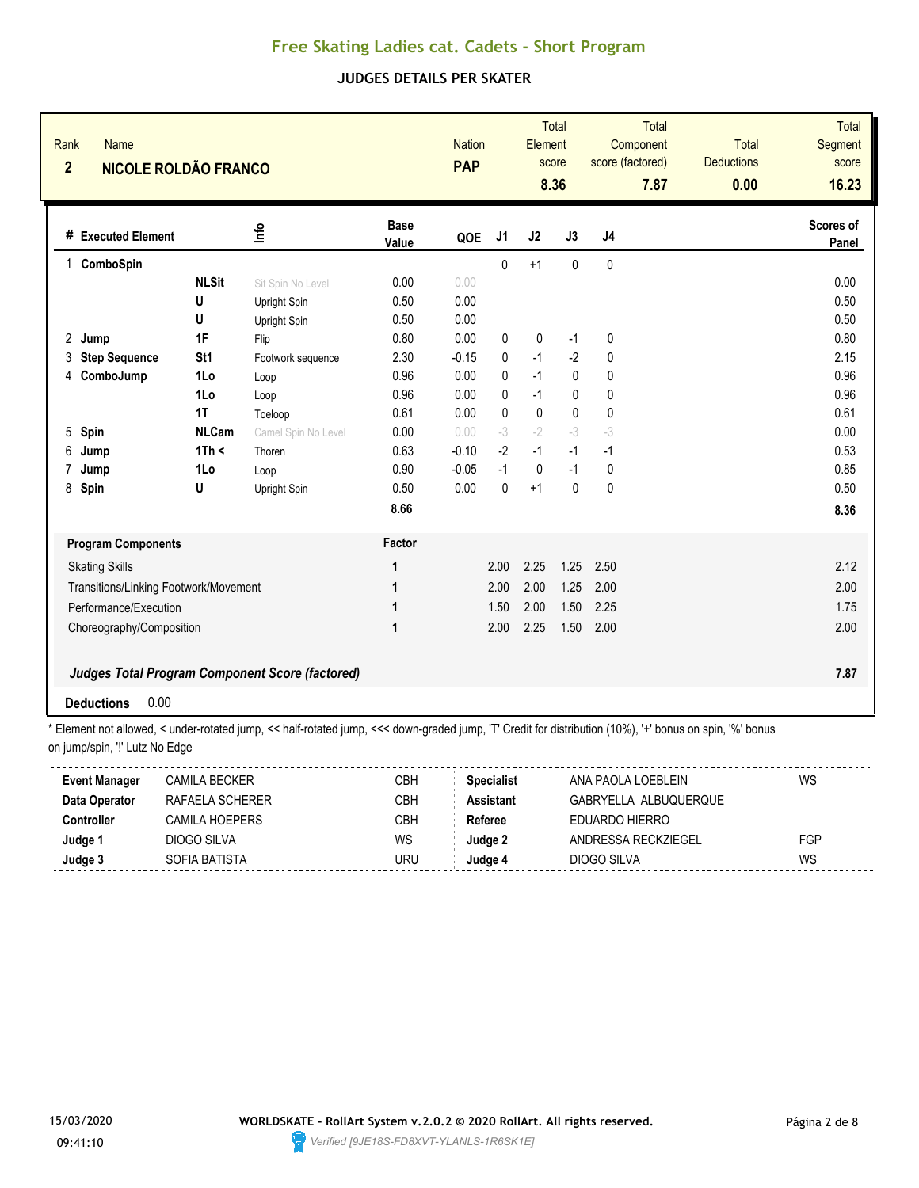# Free Skating Ladies cat. Cadets - Short Program

## JUDGES DETAILS PER SKATER

| Rank | Name | Nation | Total Element score | Total Component score (factored) | Total Deductions | Total Segment score |
|---|---|---|---|---|---|---|
| 2 | NICOLE ROLDÃO FRANCO | PAP | 8.36 | 7.87 | 0.00 | 16.23 |

| # | Executed Element | | Info | Base Value | QOE | J1 | J2 | J3 | J4 | Scores of Panel |
|---|---|---|---|---|---|---|---|---|---|---|
| 1 | ComboSpin | | | | | 0 | +1 | 0 | 0 | |
| | | NLSit | Sit Spin No Level | 0.00 | 0.00 | | | | | 0.00 |
| | | U | Upright Spin | 0.50 | 0.00 | | | | | 0.50 |
| | | U | Upright Spin | 0.50 | 0.00 | | | | | 0.50 |
| 2 | Jump | 1F | Flip | 0.80 | 0.00 | 0 | 0 | -1 | 0 | 0.80 |
| 3 | Step Sequence | St1 | Footwork sequence | 2.30 | -0.15 | 0 | -1 | -2 | 0 | 2.15 |
| 4 | ComboJump | 1Lo | Loop | 0.96 | 0.00 | 0 | -1 | 0 | 0 | 0.96 |
| | | 1Lo | Loop | 0.96 | 0.00 | 0 | -1 | 0 | 0 | 0.96 |
| | | 1T | Toeloop | 0.61 | 0.00 | 0 | 0 | 0 | 0 | 0.61 |
| 5 | Spin | NLCam | Camel Spin No Level | 0.00 | 0.00 | -3 | -2 | -3 | -3 | 0.00 |
| 6 | Jump | 1Th < | Thoren | 0.63 | -0.10 | -2 | -1 | -1 | -1 | 0.53 |
| 7 | Jump | 1Lo | Loop | 0.90 | -0.05 | -1 | 0 | -1 | 0 | 0.85 |
| 8 | Spin | U | Upright Spin | 0.50 | 0.00 | 0 | +1 | 0 | 0 | 0.50 |
| | | | | 8.66 | | | | | | 8.36 |

| Program Components | Factor | J1 | J2 | J3 | J4 | Scores of Panel |
|---|---|---|---|---|---|---|
| Skating Skills | 1 | 2.00 | 2.25 | 1.25 | 2.50 | 2.12 |
| Transitions/Linking Footwork/Movement | 1 | 2.00 | 2.00 | 1.25 | 2.00 | 2.00 |
| Performance/Execution | 1 | 1.50 | 2.00 | 1.50 | 2.25 | 1.75 |
| Choreography/Composition | 1 | 2.00 | 2.25 | 1.50 | 2.00 | 2.00 |

***Judges Total Program Component Score (factored)*** **7.87**

**Deductions** 0.00

* Element not allowed, < under-rotated jump, << half-rotated jump, <<< down-graded jump, 'T' Credit for distribution (10%), '+' bonus on spin, '%' bonus on jump/spin, '!' Lutz No Edge

| | | | | | |
|---|---|---|---|---|---|
| **Event Manager** | CAMILA BECKER | CBH | **Specialist** | ANA PAOLA LOEBLEIN | WS |
| **Data Operator** | RAFAELA SCHERER | CBH | **Assistant** | GABRYELLA ALBUQUERQUE | |
| **Controller** | CAMILA HOEPERS | CBH | **Referee** | EDUARDO HIERRO | |
| **Judge 1** | DIOGO SILVA | WS | **Judge 2** | ANDRESSA RECKZIEGEL | FGP |
| **Judge 3** | SOFIA BATISTA | URU | **Judge 4** | DIOGO SILVA | WS |

15/03/2020 09:41:10

WORLDSKATE - RollArt System v.2.0.2 © 2020 RollArt. All rights reserved.

Verified [9JE18S-FD8XVT-YLANLS-1R6SK1E]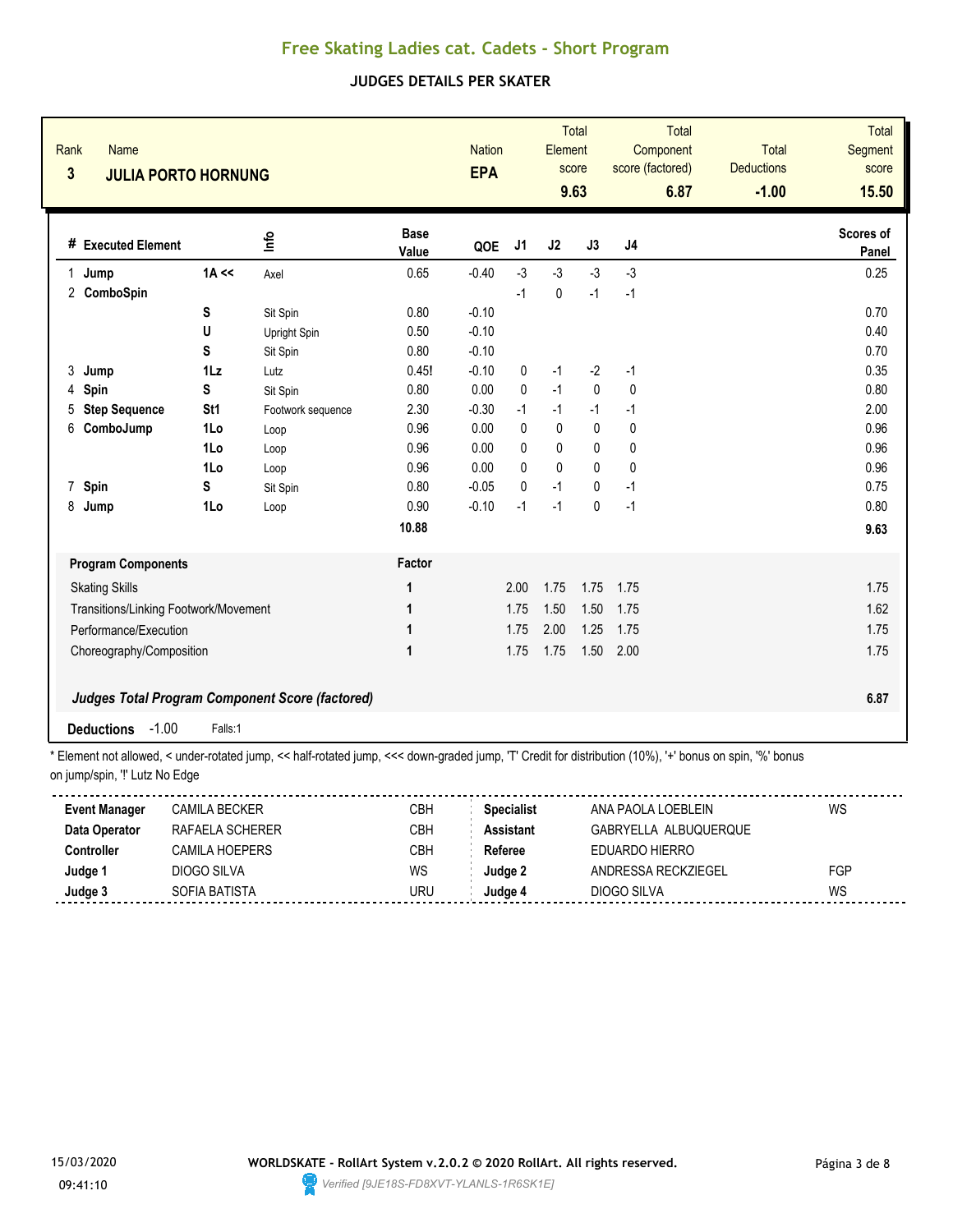# Free Skating Ladies cat. Cadets - Short Program

## JUDGES DETAILS PER SKATER

| Rank | Name | Nation | Total Element score | Total Component score (factored) | Total Deductions | Total Segment score |
|---|---|---|---|---|---|---|
| 3 | JULIA PORTO HORNUNG | EPA | 9.63 | 6.87 | -1.00 | 15.50 |

| # | Executed Element | | Info | Base Value | QOE | J1 | J2 | J3 | J4 | Scores of Panel |
|---|---|---|---|---|---|---|---|---|---|---|
| 1 | Jump | 1A << | Axel | 0.65 | -0.40 | -3 | -3 | -3 | -3 | 0.25 |
| 2 | ComboSpin | | | | | -1 | 0 | -1 | -1 | |
| | | S | Sit Spin | 0.80 | -0.10 | | | | | 0.70 |
| | | U | Upright Spin | 0.50 | -0.10 | | | | | 0.40 |
| | | S | Sit Spin | 0.80 | -0.10 | | | | | 0.70 |
| 3 | Jump | 1Lz | Lutz | 0.45! | -0.10 | 0 | -1 | -2 | -1 | 0.35 |
| 4 | Spin | S | Sit Spin | 0.80 | 0.00 | 0 | -1 | 0 | 0 | 0.80 |
| 5 | Step Sequence | St1 | Footwork sequence | 2.30 | -0.30 | -1 | -1 | -1 | -1 | 2.00 |
| 6 | ComboJump | 1Lo | Loop | 0.96 | 0.00 | 0 | 0 | 0 | 0 | 0.96 |
| | | 1Lo | Loop | 0.96 | 0.00 | 0 | 0 | 0 | 0 | 0.96 |
| | | 1Lo | Loop | 0.96 | 0.00 | 0 | 0 | 0 | 0 | 0.96 |
| 7 | Spin | S | Sit Spin | 0.80 | -0.05 | 0 | -1 | 0 | -1 | 0.75 |
| 8 | Jump | 1Lo | Loop | 0.90 | -0.10 | -1 | -1 | 0 | -1 | 0.80 |
| | | | | 10.88 | | | | | | 9.63 |

| Program Components | Factor | J1 | J2 | J3 | J4 | Scores of Panel |
|---|---|---|---|---|---|---|
| Skating Skills | 1 | 2.00 | 1.75 | 1.75 | 1.75 | 1.75 |
| Transitions/Linking Footwork/Movement | 1 | 1.75 | 1.50 | 1.50 | 1.75 | 1.62 |
| Performance/Execution | 1 | 1.75 | 2.00 | 1.25 | 1.75 | 1.75 |
| Choreography/Composition | 1 | 1.75 | 1.75 | 1.50 | 2.00 | 1.75 |
| ***Judges Total Program Component Score (factored)*** | | | | | | **6.87** |

**Deductions** -1.00 Falls:1

\* Element not allowed, < under-rotated jump, << half-rotated jump, <<< down-graded jump, 'T' Credit for distribution (10%), '+' bonus on spin, '%' bonus on jump/spin, '!' Lutz No Edge

| | | | | | |
|---|---|---|---|---|---|
| **Event Manager** | CAMILA BECKER | CBH | **Specialist** | ANA PAOLA LOEBLEIN | WS |
| **Data Operator** | RAFAELA SCHERER | CBH | **Assistant** | GABRYELLA ALBUQUERQUE | |
| **Controller** | CAMILA HOEPERS | CBH | **Referee** | EDUARDO HIERRO | |
| **Judge 1** | DIOGO SILVA | WS | **Judge 2** | ANDRESSA RECKZIEGEL | FGP |
| **Judge 3** | SOFIA BATISTA | URU | **Judge 4** | DIOGO SILVA | WS |

15/03/2020 09:41:10

WORLDSKATE - RollArt System v.2.0.2 © 2020 RollArt. All rights reserved.

Verified [9JE18S-FD8XVT-YLANLS-1R6SK1E]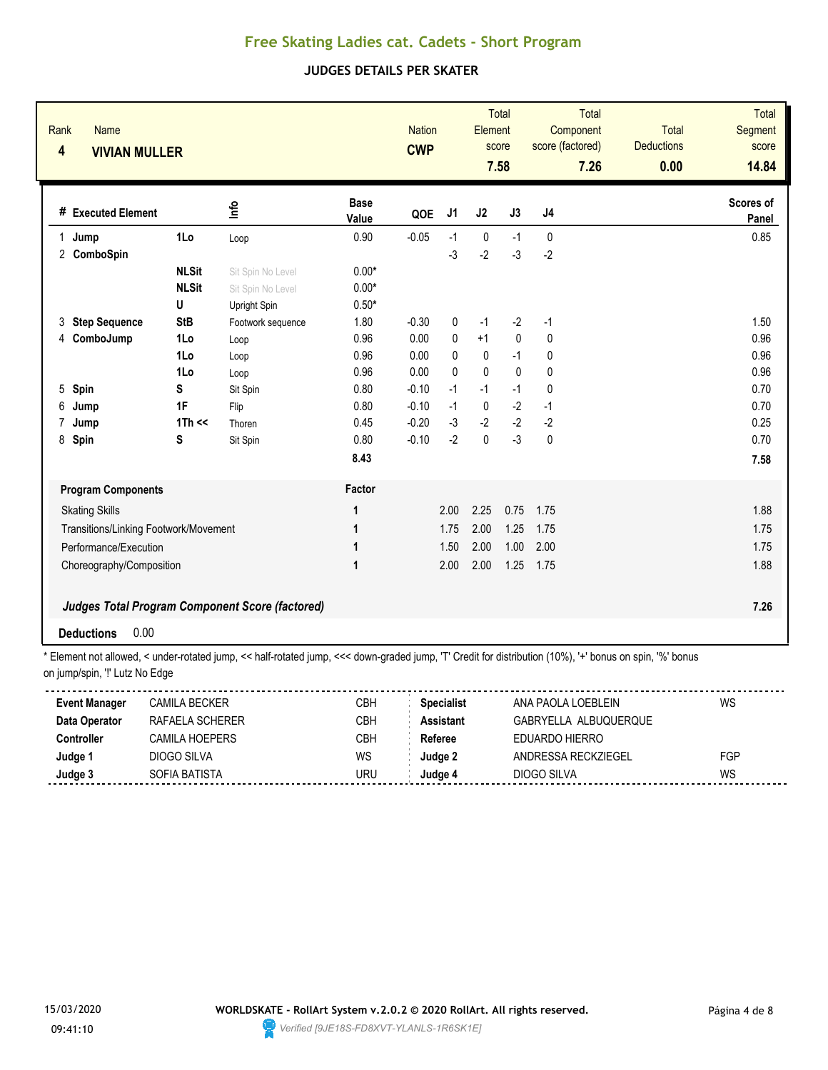# Free Skating Ladies cat. Cadets - Short Program

## JUDGES DETAILS PER SKATER

| Rank | Name | Nation | Total Element score | Total Component score (factored) | Total Deductions | Total Segment score |
|---|---|---|---|---|---|---|
| 4 | **VIVIAN MULLER** | **CWP** | **7.58** | **7.26** | **0.00** | **14.84** |

| # | Executed Element | | Info | Base Value | QOE | J1 | J2 | J3 | J4 | Scores of Panel |
|---|---|---|---|---|---|---|---|---|---|---|
| 1 | **Jump** | **1Lo** | Loop | 0.90 | -0.05 | -1 | 0 | -1 | 0 | 0.85 |
| 2 | **ComboSpin** | | | | | -3 | -2 | -3 | -2 | |
| | | **NLSit** | Sit Spin No Level | 0.00* | | | | | | |
| | | **NLSit** | Sit Spin No Level | 0.00* | | | | | | |
| | | **U** | Upright Spin | 0.50* | | | | | | |
| 3 | **Step Sequence** | **StB** | Footwork sequence | 1.80 | -0.30 | 0 | -1 | -2 | -1 | 1.50 |
| 4 | **ComboJump** | **1Lo** | Loop | 0.96 | 0.00 | 0 | +1 | 0 | 0 | 0.96 |
| | | **1Lo** | Loop | 0.96 | 0.00 | 0 | 0 | -1 | 0 | 0.96 |
| | | **1Lo** | Loop | 0.96 | 0.00 | 0 | 0 | 0 | 0 | 0.96 |
| 5 | **Spin** | **S** | Sit Spin | 0.80 | -0.10 | -1 | -1 | -1 | 0 | 0.70 |
| 6 | **Jump** | **1F** | Flip | 0.80 | -0.10 | -1 | 0 | -2 | -1 | 0.70 |
| 7 | **Jump** | **1Th <<** | Thoren | 0.45 | -0.20 | -3 | -2 | -2 | -2 | 0.25 |
| 8 | **Spin** | **S** | Sit Spin | 0.80 | -0.10 | -2 | 0 | -3 | 0 | 0.70 |
| | | | | **8.43** | | | | | | **7.58** |

| Program Components | Factor | J1 | J2 | J3 | J4 | |
|---|---|---|---|---|---|---|
| Skating Skills | 1 | 2.00 | 2.25 | 0.75 | 1.75 | 1.88 |
| Transitions/Linking Footwork/Movement | 1 | 1.75 | 2.00 | 1.25 | 1.75 | 1.75 |
| Performance/Execution | 1 | 1.50 | 2.00 | 1.00 | 2.00 | 1.75 |
| Choreography/Composition | 1 | 2.00 | 2.00 | 1.25 | 1.75 | 1.88 |

***Judges Total Program Component Score (factored)*** **7.26**

**Deductions** 0.00

* Element not allowed, < under-rotated jump, << half-rotated jump, <<< down-graded jump, 'T' Credit for distribution (10%), '+' bonus on spin, '%' bonus on jump/spin, '!' Lutz No Edge

| | | | | | |
|---|---|---|---|---|---|
| **Event Manager** | CAMILA BECKER | CBH | **Specialist** | ANA PAOLA LOEBLEIN | WS |
| **Data Operator** | RAFAELA SCHERER | CBH | **Assistant** | GABRYELLA ALBUQUERQUE | |
| **Controller** | CAMILA HOEPERS | CBH | **Referee** | EDUARDO HIERRO | |
| **Judge 1** | DIOGO SILVA | WS | **Judge 2** | ANDRESSA RECKZIEGEL | FGP |
| **Judge 3** | SOFIA BATISTA | URU | **Judge 4** | DIOGO SILVA | WS |

15/03/2020 09:41:10

WORLDSKATE - RollArt System v.2.0.2 © 2020 RollArt. All rights reserved.

Verified [9JE18S-FD8XVT-YLANLS-1R6SK1E]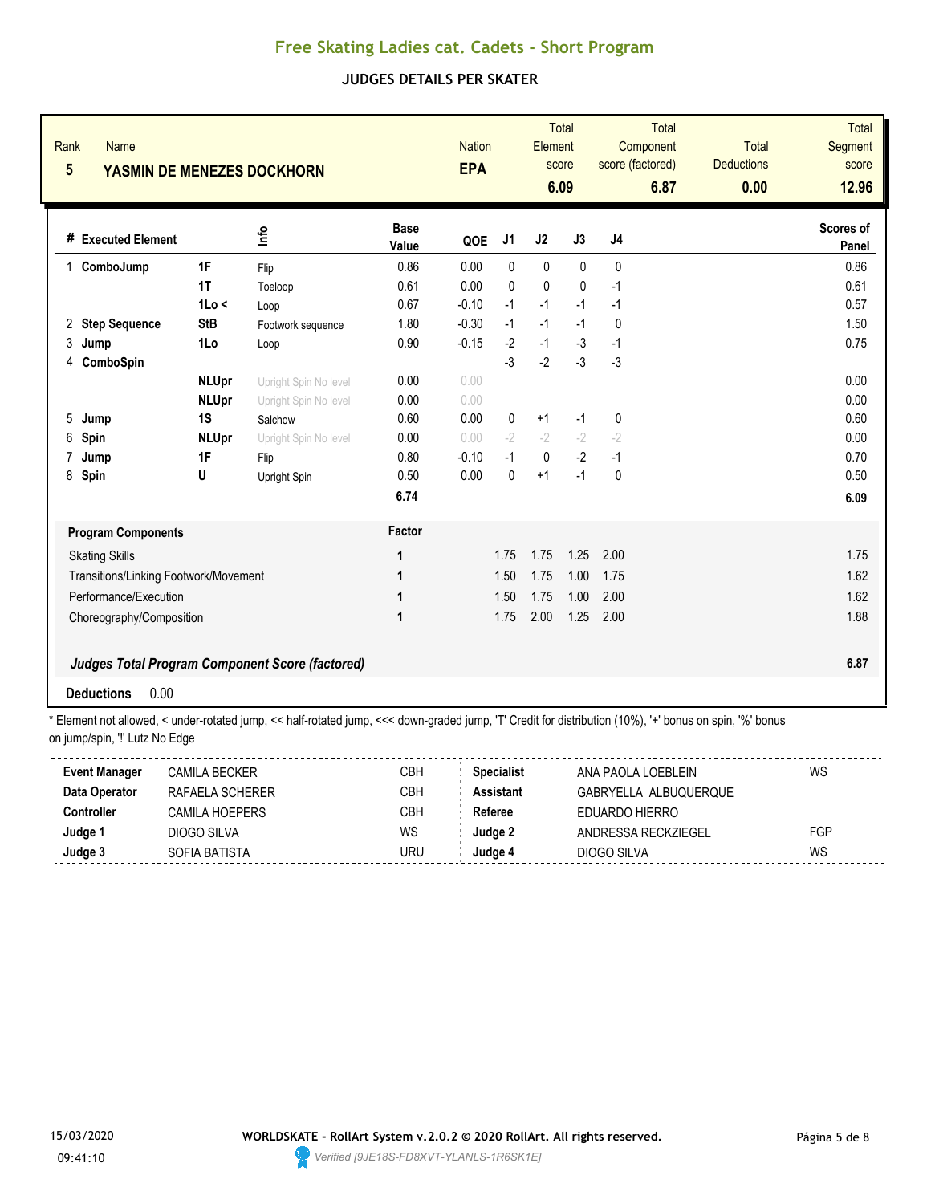## Free Skating Ladies cat. Cadets - Short Program

### JUDGES DETAILS PER SKATER

| Rank | Name | Nation | Total Element score | Total Component score (factored) | Total Deductions | Total Segment score |
|---|---|---|---|---|---|---|
| 5 | YASMIN DE MENEZES DOCKHORN | EPA | 6.09 | 6.87 | 0.00 | 12.96 |

| # | Executed Element | | Info | Base Value | QOE | J1 | J2 | J3 | J4 | Scores of Panel |
|---|---|---|---|---|---|---|---|---|---|---|
| 1 | ComboJump | 1F | Flip | 0.86 | 0.00 | 0 | 0 | 0 | 0 | 0.86 |
| | | 1T | Toeloop | 0.61 | 0.00 | 0 | 0 | 0 | -1 | 0.61 |
| | | 1Lo < | Loop | 0.67 | -0.10 | -1 | -1 | -1 | -1 | 0.57 |
| 2 | Step Sequence | StB | Footwork sequence | 1.80 | -0.30 | -1 | -1 | -1 | 0 | 1.50 |
| 3 | Jump | 1Lo | Loop | 0.90 | -0.15 | -2 | -1 | -3 | -1 | 0.75 |
| 4 | ComboSpin | | | | | -3 | -2 | -3 | -3 | |
| | | NLUpr | Upright Spin No level | 0.00 | 0.00 | | | | | 0.00 |
| | | NLUpr | Upright Spin No level | 0.00 | 0.00 | | | | | 0.00 |
| 5 | Jump | 1S | Salchow | 0.60 | 0.00 | 0 | +1 | -1 | 0 | 0.60 |
| 6 | Spin | NLUpr | Upright Spin No level | 0.00 | 0.00 | -2 | -2 | -2 | -2 | 0.00 |
| 7 | Jump | 1F | Flip | 0.80 | -0.10 | -1 | 0 | -2 | -1 | 0.70 |
| 8 | Spin | U | Upright Spin | 0.50 | 0.00 | 0 | +1 | -1 | 0 | 0.50 |
| | | | | 6.74 | | | | | | 6.09 |

| Program Components | Factor | J1 | J2 | J3 | J4 | Scores of Panel |
|---|---|---|---|---|---|---|
| Skating Skills | 1 | 1.75 | 1.75 | 1.25 | 2.00 | 1.75 |
| Transitions/Linking Footwork/Movement | 1 | 1.50 | 1.75 | 1.00 | 1.75 | 1.62 |
| Performance/Execution | 1 | 1.50 | 1.75 | 1.00 | 2.00 | 1.62 |
| Choreography/Composition | 1 | 1.75 | 2.00 | 1.25 | 2.00 | 1.88 |

***Judges Total Program Component Score (factored)*** 6.87

**Deductions** 0.00

* Element not allowed, < under-rotated jump, << half-rotated jump, <<< down-graded jump, 'T' Credit for distribution (10%), '+' bonus on spin, '%' bonus on jump/spin, '!' Lutz No Edge

| | | | | | |
|---|---|---|---|---|---|
| **Event Manager** | CAMILA BECKER | CBH | **Specialist** | ANA PAOLA LOEBLEIN | WS |
| **Data Operator** | RAFAELA SCHERER | CBH | **Assistant** | GABRYELLA ALBUQUERQUE | |
| **Controller** | CAMILA HOEPERS | CBH | **Referee** | EDUARDO HIERRO | |
| **Judge 1** | DIOGO SILVA | WS | **Judge 2** | ANDRESSA RECKZIEGEL | FGP |
| **Judge 3** | SOFIA BATISTA | URU | **Judge 4** | DIOGO SILVA | WS |

15/03/2020 09:41:10

WORLDSKATE - RollArt System v.2.0.2 © 2020 RollArt. All rights reserved.

Verified [9JE18S-FD8XVT-YLANLS-1R6SK1E]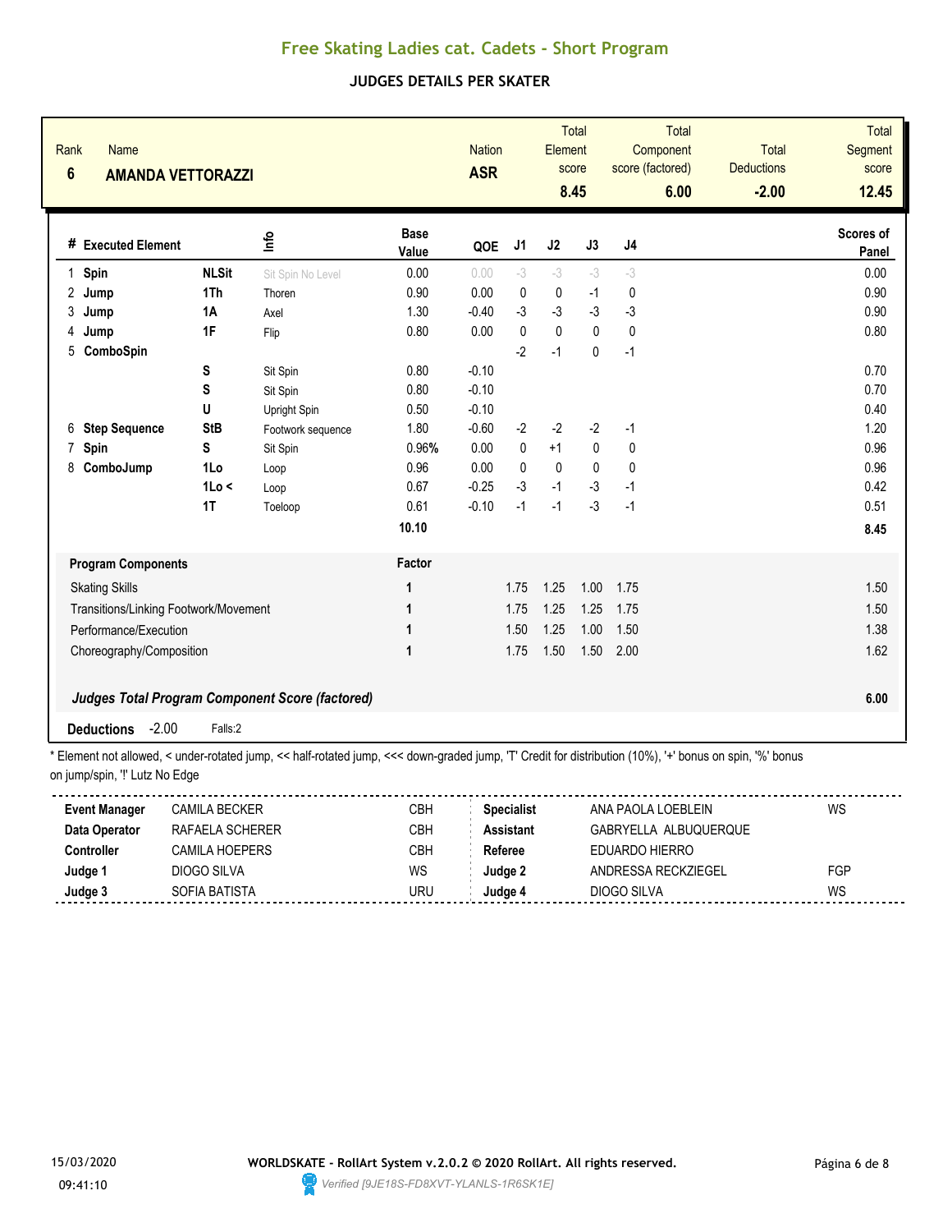# Free Skating Ladies cat. Cadets - Short Program

## JUDGES DETAILS PER SKATER

| Rank | Name | Nation | Total Element score | Total Component score (factored) | Total Deductions | Total Segment score |
|---|---|---|---|---|---|---|
| 6 | AMANDA VETTORAZZI | ASR | 8.45 | 6.00 | -2.00 | 12.45 |

| # | Executed Element | | Info | Base Value | QOE | J1 | J2 | J3 | J4 | Scores of Panel |
|---|---|---|---|---|---|---|---|---|---|---|
| 1 | Spin | NLSit | Sit Spin No Level | 0.00 | 0.00 | -3 | -3 | -3 | -3 | 0.00 |
| 2 | Jump | 1Th | Thoren | 0.90 | 0.00 | 0 | 0 | -1 | 0 | 0.90 |
| 3 | Jump | 1A | Axel | 1.30 | -0.40 | -3 | -3 | -3 | -3 | 0.90 |
| 4 | Jump | 1F | Flip | 0.80 | 0.00 | 0 | 0 | 0 | 0 | 0.80 |
| 5 | ComboSpin | | | | | -2 | -1 | 0 | -1 | |
| | | S | Sit Spin | 0.80 | -0.10 | | | | | 0.70 |
| | | S | Sit Spin | 0.80 | -0.10 | | | | | 0.70 |
| | | U | Upright Spin | 0.50 | -0.10 | | | | | 0.40 |
| 6 | Step Sequence | StB | Footwork sequence | 1.80 | -0.60 | -2 | -2 | -2 | -1 | 1.20 |
| 7 | Spin | S | Sit Spin | 0.96% | 0.00 | 0 | +1 | 0 | 0 | 0.96 |
| 8 | ComboJump | 1Lo | Loop | 0.96 | 0.00 | 0 | 0 | 0 | 0 | 0.96 |
| | | 1Lo < | Loop | 0.67 | -0.25 | -3 | -1 | -3 | -1 | 0.42 |
| | | 1T | Toeloop | 0.61 | -0.10 | -1 | -1 | -3 | -1 | 0.51 |
| | | | | 10.10 | | | | | | 8.45 |

| Program Components | Factor | J1 | J2 | J3 | J4 | Scores of Panel |
|---|---|---|---|---|---|---|
| Skating Skills | 1 | 1.75 | 1.25 | 1.00 | 1.75 | 1.50 |
| Transitions/Linking Footwork/Movement | 1 | 1.75 | 1.25 | 1.25 | 1.75 | 1.50 |
| Performance/Execution | 1 | 1.50 | 1.25 | 1.00 | 1.50 | 1.38 |
| Choreography/Composition | 1 | 1.75 | 1.50 | 1.50 | 2.00 | 1.62 |
| ***Judges Total Program Component Score (factored)*** | | | | | | **6.00** |

**Deductions** -2.00 Falls:2

* Element not allowed, < under-rotated jump, << half-rotated jump, <<< down-graded jump, 'T' Credit for distribution (10%), '+' bonus on spin, '%' bonus on jump/spin, '!' Lutz No Edge

| | | | | | |
|---|---|---|---|---|---|
| **Event Manager** | CAMILA BECKER | CBH | **Specialist** | ANA PAOLA LOEBLEIN | WS |
| **Data Operator** | RAFAELA SCHERER | CBH | **Assistant** | GABRYELLA ALBUQUERQUE | |
| **Controller** | CAMILA HOEPERS | CBH | **Referee** | EDUARDO HIERRO | |
| **Judge 1** | DIOGO SILVA | WS | **Judge 2** | ANDRESSA RECKZIEGEL | FGP |
| **Judge 3** | SOFIA BATISTA | URU | **Judge 4** | DIOGO SILVA | WS |

15/03/2020 09:41:10

WORLDSKATE - RollArt System v.2.0.2 © 2020 RollArt. All rights reserved.

Verified [9JE18S-FD8XVT-YLANLS-1R6SK1E]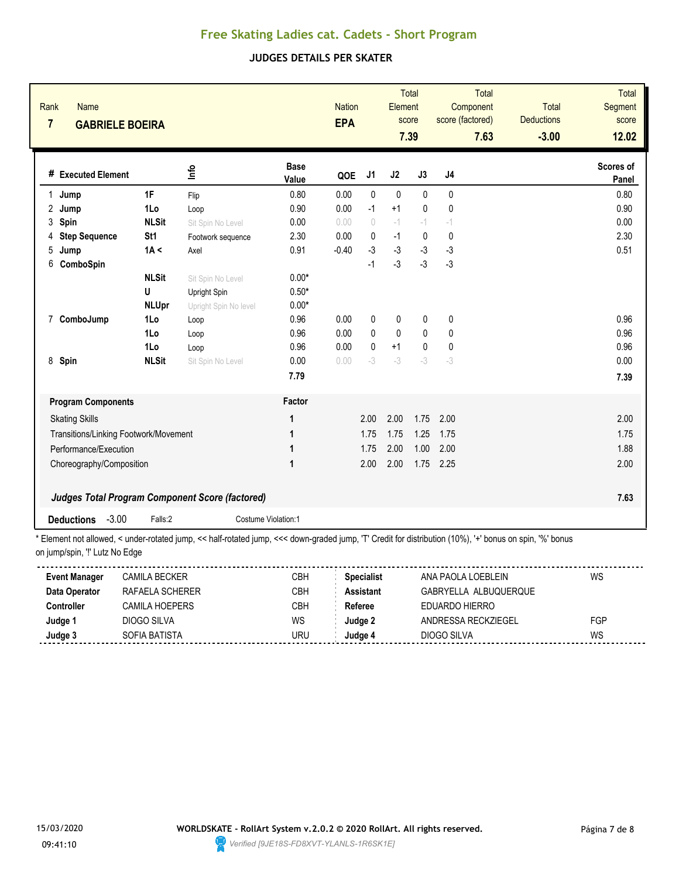# Free Skating Ladies cat. Cadets - Short Program

## JUDGES DETAILS PER SKATER

| Rank | Name | Nation | Total Element score | Total Component score (factored) | Total Deductions | Total Segment score |
|---|---|---|---|---|---|---|
| 7 | GABRIELE BOEIRA | EPA | 7.39 | 7.63 | -3.00 | 12.02 |

| # | Executed Element | | Info | Base Value | QOE | J1 | J2 | J3 | J4 | Scores of Panel |
|---|---|---|---|---|---|---|---|---|---|---|
| 1 | Jump | 1F | Flip | 0.80 | 0.00 | 0 | 0 | 0 | 0 | 0.80 |
| 2 | Jump | 1Lo | Loop | 0.90 | 0.00 | -1 | +1 | 0 | 0 | 0.90 |
| 3 | Spin | NLSit | Sit Spin No Level | 0.00 | 0.00 | 0 | -1 | -1 | -1 | 0.00 |
| 4 | Step Sequence | St1 | Footwork sequence | 2.30 | 0.00 | 0 | -1 | 0 | 0 | 2.30 |
| 5 | Jump | 1A < | Axel | 0.91 | -0.40 | -3 | -3 | -3 | -3 | 0.51 |
| 6 | ComboSpin | | | | | -1 | -3 | -3 | -3 | |
| | | NLSit | Sit Spin No Level | 0.00* | | | | | | |
| | | U | Upright Spin | 0.50* | | | | | | |
| | | NLUpr | Upright Spin No level | 0.00* | | | | | | |
| 7 | ComboJump | 1Lo | Loop | 0.96 | 0.00 | 0 | 0 | 0 | 0 | 0.96 |
| | | 1Lo | Loop | 0.96 | 0.00 | 0 | 0 | 0 | 0 | 0.96 |
| | | 1Lo | Loop | 0.96 | 0.00 | 0 | +1 | 0 | 0 | 0.96 |
| 8 | Spin | NLSit | Sit Spin No Level | 0.00 | 0.00 | -3 | -3 | -3 | -3 | 0.00 |
| | | | | 7.79 | | | | | | 7.39 |

| Program Components | Factor | J1 | J2 | J3 | J4 | |
|---|---|---|---|---|---|---|
| Skating Skills | 1 | 2.00 | 2.00 | 1.75 | 2.00 | 2.00 |
| Transitions/Linking Footwork/Movement | 1 | 1.75 | 1.75 | 1.25 | 1.75 | 1.75 |
| Performance/Execution | 1 | 1.75 | 2.00 | 1.00 | 2.00 | 1.88 |
| Choreography/Composition | 1 | 2.00 | 2.00 | 1.75 | 2.25 | 2.00 |

***Judges Total Program Component Score (factored)*** **7.63**

**Deductions** -3.00 Falls:2 Costume Violation:1

\* Element not allowed, < under-rotated jump, << half-rotated jump, <<< down-graded jump, 'T' Credit for distribution (10%), '+' bonus on spin, '%' bonus on jump/spin, '!' Lutz No Edge

| | | | | | |
|---|---|---|---|---|---|
| **Event Manager** | CAMILA BECKER | CBH | **Specialist** | ANA PAOLA LOEBLEIN | WS |
| **Data Operator** | RAFAELA SCHERER | CBH | **Assistant** | GABRYELLA ALBUQUERQUE | |
| **Controller** | CAMILA HOEPERS | CBH | **Referee** | EDUARDO HIERRO | |
| **Judge 1** | DIOGO SILVA | WS | **Judge 2** | ANDRESSA RECKZIEGEL | FGP |
| **Judge 3** | SOFIA BATISTA | URU | **Judge 4** | DIOGO SILVA | WS |

15/03/2020 09:41:10

WORLDSKATE - RollArt System v.2.0.2 © 2020 RollArt. All rights reserved.

Verified [9JE18S-FD8XVT-YLANLS-1R6SK1E]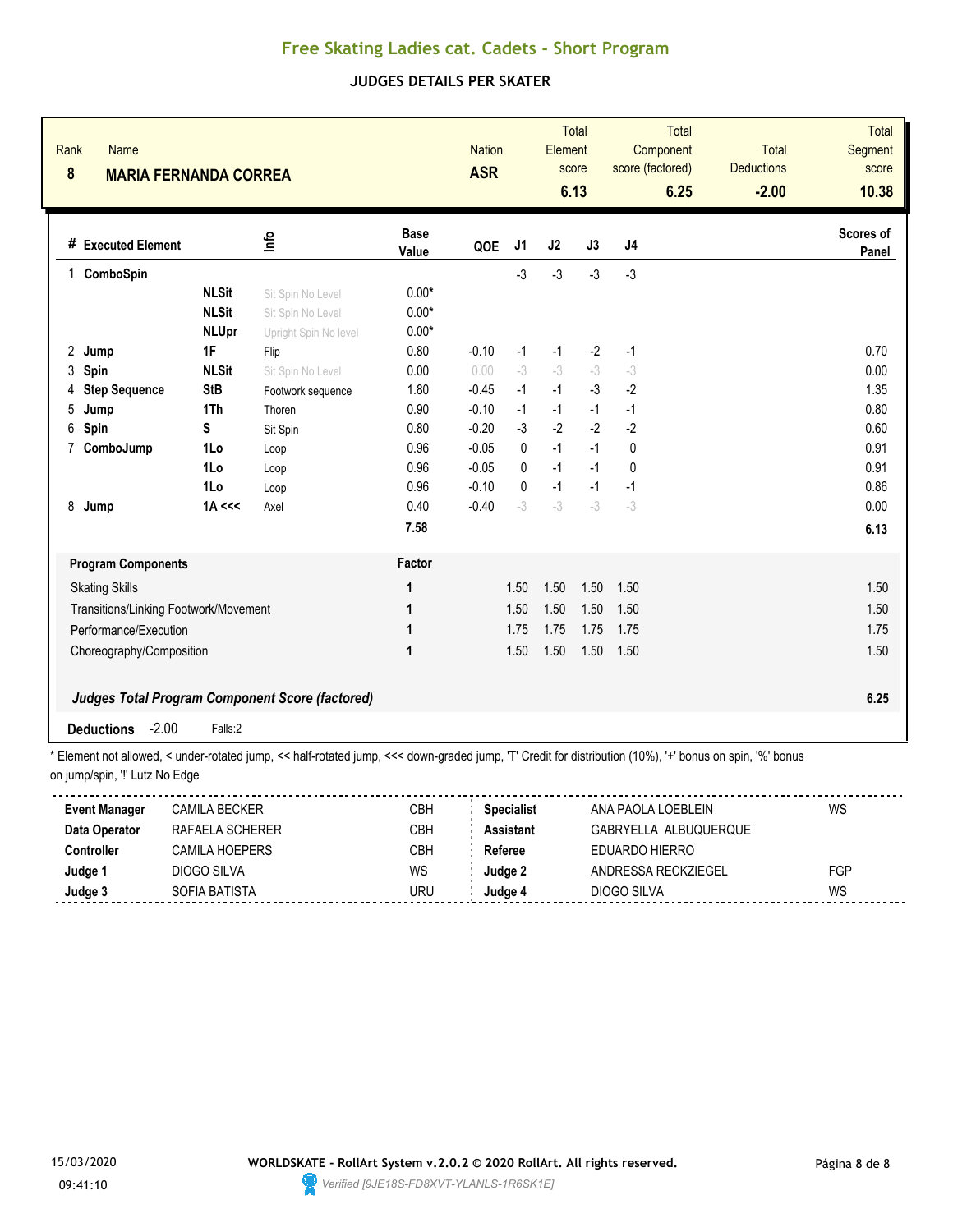# Free Skating Ladies cat. Cadets - Short Program

## JUDGES DETAILS PER SKATER

| Rank | Name | Nation | Total Element score | Total Component score (factored) | Total Deductions | Total Segment score |
|---|---|---|---|---|---|---|
| 8 | MARIA FERNANDA CORREA | ASR | 6.13 | 6.25 | -2.00 | 10.38 |

| # | Executed Element | | Info | Base Value | QOE | J1 | J2 | J3 | J4 | Scores of Panel |
|---|---|---|---|---|---|---|---|---|---|---|
| 1 | ComboSpin | | | | | -3 | -3 | -3 | -3 | |
| | | NLSit | Sit Spin No Level | 0.00* | | | | | | |
| | | NLSit | Sit Spin No Level | 0.00* | | | | | | |
| | | NLUpr | Upright Spin No level | 0.00* | | | | | | |
| 2 | Jump | 1F | Flip | 0.80 | -0.10 | -1 | -1 | -2 | -1 | 0.70 |
| 3 | Spin | NLSit | Sit Spin No Level | 0.00 | 0.00 | -3 | -3 | -3 | -3 | 0.00 |
| 4 | Step Sequence | StB | Footwork sequence | 1.80 | -0.45 | -1 | -1 | -3 | -2 | 1.35 |
| 5 | Jump | 1Th | Thoren | 0.90 | -0.10 | -1 | -1 | -1 | -1 | 0.80 |
| 6 | Spin | S | Sit Spin | 0.80 | -0.20 | -3 | -2 | -2 | -2 | 0.60 |
| 7 | ComboJump | 1Lo | Loop | 0.96 | -0.05 | 0 | -1 | -1 | 0 | 0.91 |
| | | 1Lo | Loop | 0.96 | -0.05 | 0 | -1 | -1 | 0 | 0.91 |
| | | 1Lo | Loop | 0.96 | -0.10 | 0 | -1 | -1 | -1 | 0.86 |
| 8 | Jump | 1A <<< | Axel | 0.40 | -0.40 | -3 | -3 | -3 | -3 | 0.00 |
| | | | | 7.58 | | | | | | 6.13 |

| Program Components | Factor | J1 | J2 | J3 | J4 | |
|---|---|---|---|---|---|---|
| Skating Skills | 1 | 1.50 | 1.50 | 1.50 | 1.50 | 1.50 |
| Transitions/Linking Footwork/Movement | 1 | 1.50 | 1.50 | 1.50 | 1.50 | 1.50 |
| Performance/Execution | 1 | 1.75 | 1.75 | 1.75 | 1.75 | 1.75 |
| Choreography/Composition | 1 | 1.50 | 1.50 | 1.50 | 1.50 | 1.50 |
| ***Judges Total Program Component Score (factored)*** | | | | | | **6.25** |

**Deductions** -2.00 Falls:2

\* Element not allowed, < under-rotated jump, << half-rotated jump, <<< down-graded jump, 'T' Credit for distribution (10%), '+' bonus on spin, '%' bonus on jump/spin, '!' Lutz No Edge

| | | | | | |
|---|---|---|---|---|---|
| **Event Manager** | CAMILA BECKER | CBH | **Specialist** | ANA PAOLA LOEBLEIN | WS |
| **Data Operator** | RAFAELA SCHERER | CBH | **Assistant** | GABRYELLA ALBUQUERQUE | |
| **Controller** | CAMILA HOEPERS | CBH | **Referee** | EDUARDO HIERRO | |
| **Judge 1** | DIOGO SILVA | WS | **Judge 2** | ANDRESSA RECKZIEGEL | FGP |
| **Judge 3** | SOFIA BATISTA | URU | **Judge 4** | DIOGO SILVA | WS |

15/03/2020 09:41:10

WORLDSKATE - RollArt System v.2.0.2 © 2020 RollArt. All rights reserved.

Verified [9JE18S-FD8XVT-YLANLS-1R6SK1E]